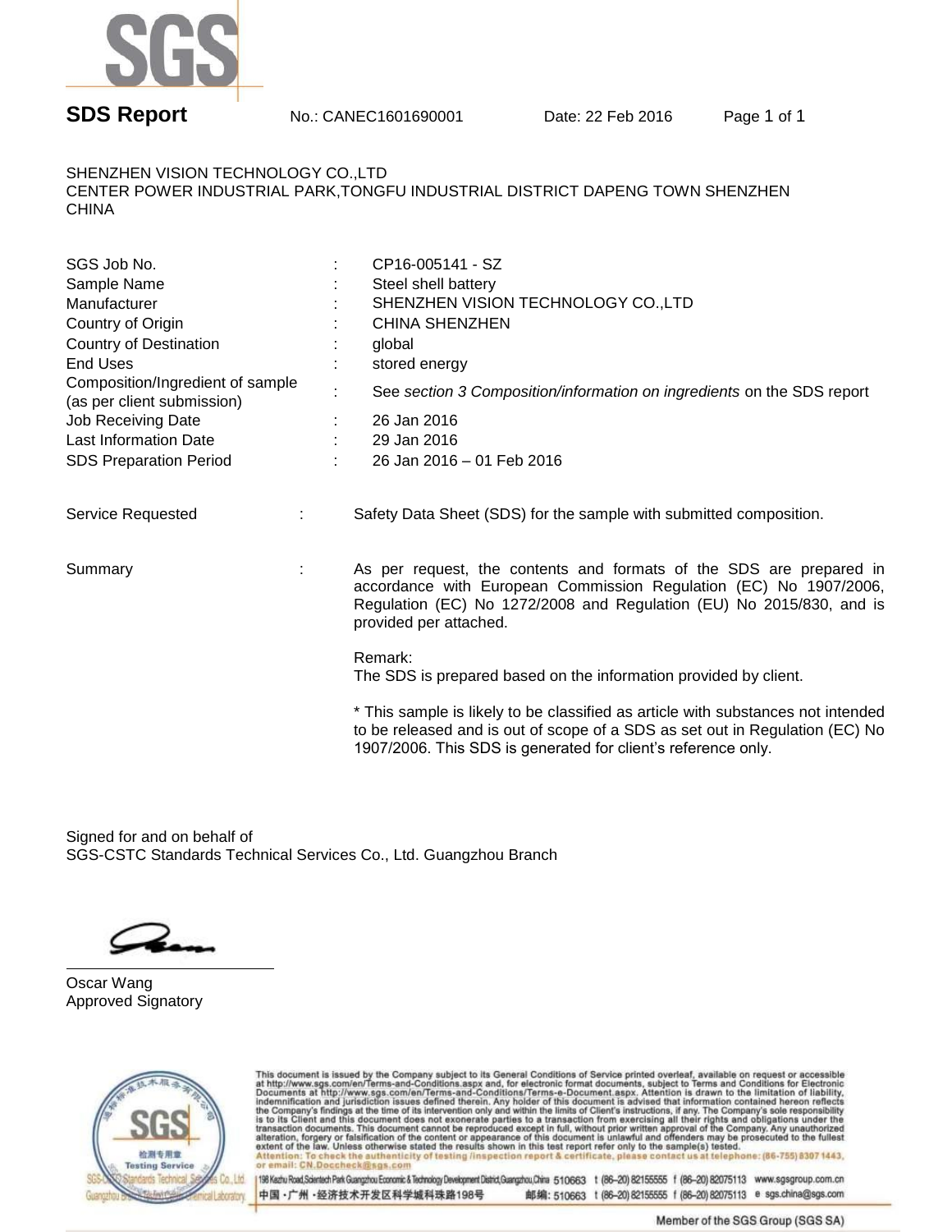**SDS Report** No.: CANEC1601690001 Date: 22 Feb 2016

SHENZHEN VISION TECHNOLOGY CO.,LTD
CENTER POWER INDUSTRIAL PARK,TONGFU INDUSTRIAL DISTRICT DAPENG TOWN SHENZHEN
CHINA

| | | |
|---|---|---|
| SGS Job No. | : | CP16-005141 - SZ |
| Sample Name | : | Steel shell battery |
| Manufacturer | : | SHENZHEN VISION TECHNOLOGY CO.,LTD |
| Country of Origin | : | CHINA SHENZHEN |
| Country of Destination | : | global |
| End Uses | : | stored energy |
| Composition/Ingredient of sample (as per client submission) | : | See *section 3 Composition/information on ingredients* on the SDS report |
| Job Receiving Date | : | 26 Jan 2016 |
| Last Information Date | : | 29 Jan 2016 |
| SDS Preparation Period | : | 26 Jan 2016 – 01 Feb 2016 |

Service Requested : Safety Data Sheet (SDS) for the sample with submitted composition.

Summary : As per request, the contents and formats of the SDS are prepared in accordance with European Commission Regulation (EC) No 1907/2006, Regulation (EC) No 1272/2008 and Regulation (EU) No 2015/830, and is provided per attached.

Remark:
The SDS is prepared based on the information provided by client.

\* This sample is likely to be classified as article with substances not intended to be released and is out of scope of a SDS as set out in Regulation (EC) No 1907/2006. This SDS is generated for client's reference only.

Signed for and on behalf of
SGS-CSTC Standards Technical Services Co., Ltd. Guangzhou Branch

Oscar Wang
Approved Signatory

This document is issued by the Company subject to its General Conditions of Service printed overleaf, available on request or accessible at http://www.sgs.com/en/Terms-and-Conditions.aspx and, for electronic format documents, subject to Terms and Conditions for Electronic Documents at http://www.sgs.com/en/Terms-and-Conditions/Terms-e-Document.aspx. Attention is drawn to the limitation of liability, indemnification and jurisdiction issues defined therein. Any holder of this document is advised that information contained hereon reflects the Company's findings at the time of its intervention only and within the limits of Client's instructions, if any. The Company's sole responsibility is to its Client and this document does not exonerate parties to a transaction from exercising all their rights and obligations under the transaction documents. This document cannot be reproduced except in full, without prior written approval of the Company. Any unauthorized alteration, forgery or falsification of the content or appearance of this document is unlawful and offenders may be prosecuted to the fullest extent of the law. Unless otherwise stated the results shown in this test report refer only to the sample(s) tested.
Attention: To check the authenticity of testing /inspection report & certificate, please contact us at telephone: (86-755) 8307 1443, or email: CN.Doccheck@sgs.com

198 Kezhu Road,Scientech Park Guangzhou Economic & Technology Development District,Guangzhou,China 510663 t (86–20) 82155555 f (86–20) 82075113 www.sgsgroup.com.cn
中国・广州・经济技术开发区科学城科珠路198号 邮编: 510663 t (86–20) 82155555 f (86–20) 82075113 e sgs.china@sgs.com

Member of the SGS Group (SGS SA)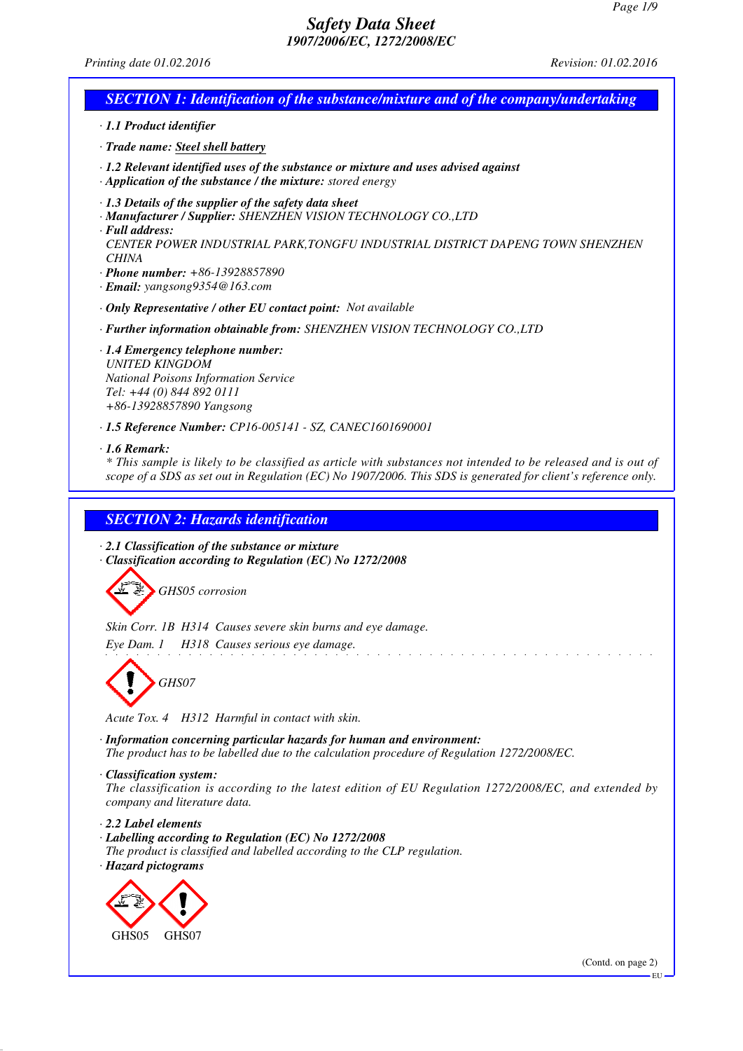# Safety Data Sheet
## 1907/2006/EC, 1272/2008/EC

*Printing date 01.02.2016* *Revision: 01.02.2016*

## SECTION 1: Identification of the substance/mixture and of the company/undertaking

· **1.1 Product identifier**

· **Trade name:** Steel shell battery

· **1.2 Relevant identified uses of the substance or mixture and uses advised against**
· **Application of the substance / the mixture:** stored energy

· **1.3 Details of the supplier of the safety data sheet**
· **Manufacturer / Supplier:** SHENZHEN VISION TECHNOLOGY CO.,LTD
· **Full address:**
CENTER POWER INDUSTRIAL PARK,TONGFU INDUSTRIAL DISTRICT DAPENG TOWN SHENZHEN CHINA
· **Phone number:** +86-13928857890
· **Email:** yangsong9354@163.com

· **Only Representative / other EU contact point:** Not available

· **Further information obtainable from:** SHENZHEN VISION TECHNOLOGY CO.,LTD

· **1.4 Emergency telephone number:**
UNITED KINGDOM
National Poisons Information Service
Tel: +44 (0) 844 892 0111
+86-13928857890 Yangsong

· **1.5 Reference Number:** CP16-005141 - SZ, CANEC1601690001

· **1.6 Remark:**
* This sample is likely to be classified as article with substances not intended to be released and is out of scope of a SDS as set out in Regulation (EC) No 1907/2006. This SDS is generated for client's reference only.

## SECTION 2: Hazards identification

· **2.1 Classification of the substance or mixture**
· **Classification according to Regulation (EC) No 1272/2008**

GHS05 corrosion

Skin Corr. 1B H314 Causes severe skin burns and eye damage.
Eye Dam. 1 H318 Causes serious eye damage.

GHS07

Acute Tox. 4 H312 Harmful in contact with skin.

· **Information concerning particular hazards for human and environment:**
The product has to be labelled due to the calculation procedure of Regulation 1272/2008/EC.

· **Classification system:**
The classification is according to the latest edition of EU Regulation 1272/2008/EC, and extended by company and literature data.

· **2.2 Label elements**
· **Labelling according to Regulation (EC) No 1272/2008**
The product is classified and labelled according to the CLP regulation.
· **Hazard pictograms**

GHS05 GHS07

(Contd. on page 2)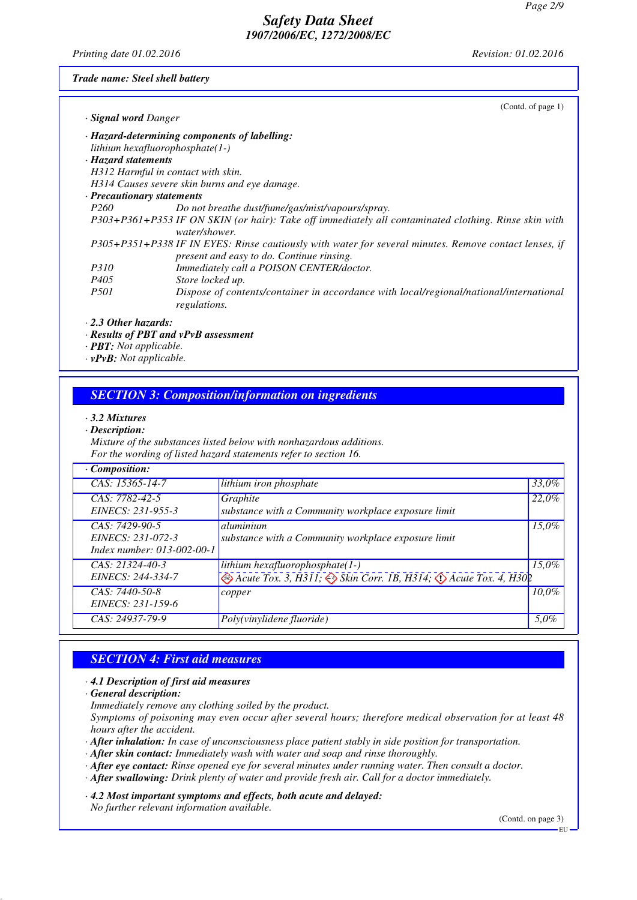*(Contd. of page 1)*

· **Signal word** Danger

· **Hazard-determining components of labelling:**
lithium hexafluorophosphate(1-)

· **Hazard statements**
H312 Harmful in contact with skin.
H314 Causes severe skin burns and eye damage.

· **Precautionary statements**

| | |
|---|---|
| P260 | Do not breathe dust/fume/gas/mist/vapours/spray. |
| P303+P361+P353 | IF ON SKIN (or hair): Take off immediately all contaminated clothing. Rinse skin with water/shower. |
| P305+P351+P338 | IF IN EYES: Rinse cautiously with water for several minutes. Remove contact lenses, if present and easy to do. Continue rinsing. |
| P310 | Immediately call a POISON CENTER/doctor. |
| P405 | Store locked up. |
| P501 | Dispose of contents/container in accordance with local/regional/national/international regulations. |

· **2.3 Other hazards:**
· **Results of PBT and vPvB assessment**
· **PBT:** Not applicable.
· **vPvB:** Not applicable.

## SECTION 3: Composition/information on ingredients

· **3.2 Mixtures**
· **Description:**
Mixture of the substances listed below with nonhazardous additions.
For the wording of listed hazard statements refer to section 16.

· **Composition:**

| | | |
|---|---|---|
| CAS: 15365-14-7 | lithium iron phosphate | 33,0% |
| CAS: 7782-42-5<br>EINECS: 231-955-3 | Graphite<br>substance with a Community workplace exposure limit | 22,0% |
| CAS: 7429-90-5<br>EINECS: 231-072-3<br>Index number: 013-002-00-1 | aluminium<br>substance with a Community workplace exposure limit | 15,0% |
| CAS: 21324-40-3<br>EINECS: 244-334-7 | lithium hexafluorophosphate(1-)<br>Acute Tox. 3, H311; Skin Corr. 1B, H314; Acute Tox. 4, H302 | 15,0% |
| CAS: 7440-50-8<br>EINECS: 231-159-6 | copper | 10,0% |
| CAS: 24937-79-9 | Poly(vinylidene fluoride) | 5,0% |

## SECTION 4: First aid measures

· **4.1 Description of first aid measures**
· **General description:**
Immediately remove any clothing soiled by the product.
Symptoms of poisoning may even occur after several hours; therefore medical observation for at least 48 hours after the accident.
· **After inhalation:** In case of unconsciousness place patient stably in side position for transportation.
· **After skin contact:** Immediately wash with water and soap and rinse thoroughly.
· **After eye contact:** Rinse opened eye for several minutes under running water. Then consult a doctor.
· **After swallowing:** Drink plenty of water and provide fresh air. Call for a doctor immediately.

· **4.2 Most important symptoms and effects, both acute and delayed:**
No further relevant information available.

*(Contd. on page 3)*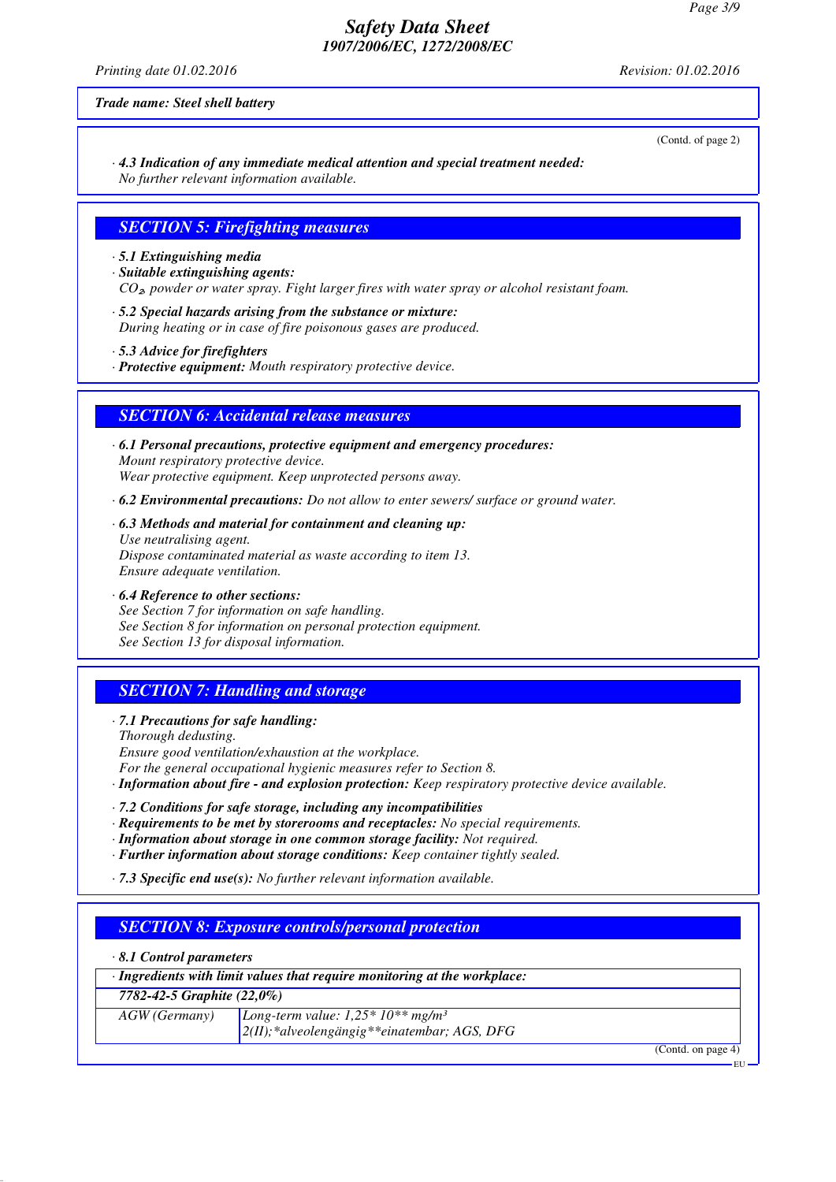**Trade name: Steel shell battery**

(Contd. of page 2)

· **4.3 Indication of any immediate medical attention and special treatment needed:**
No further relevant information available.

## SECTION 5: Firefighting measures

· **5.1 Extinguishing media**
· **Suitable extinguishing agents:**
$CO_2$, powder or water spray. Fight larger fires with water spray or alcohol resistant foam.

· **5.2 Special hazards arising from the substance or mixture:**
During heating or in case of fire poisonous gases are produced.

· **5.3 Advice for firefighters**
· **Protective equipment:** Mouth respiratory protective device.

## SECTION 6: Accidental release measures

· **6.1 Personal precautions, protective equipment and emergency procedures:**
Mount respiratory protective device.
Wear protective equipment. Keep unprotected persons away.

· **6.2 Environmental precautions:** Do not allow to enter sewers/ surface or ground water.

· **6.3 Methods and material for containment and cleaning up:**
Use neutralising agent.
Dispose contaminated material as waste according to item 13.
Ensure adequate ventilation.

· **6.4 Reference to other sections:**
See Section 7 for information on safe handling.
See Section 8 for information on personal protection equipment.
See Section 13 for disposal information.

## SECTION 7: Handling and storage

· **7.1 Precautions for safe handling:**
Thorough dedusting.
Ensure good ventilation/exhaustion at the workplace.
For the general occupational hygienic measures refer to Section 8.
· **Information about fire - and explosion protection:** Keep respiratory protective device available.

· **7.2 Conditions for safe storage, including any incompatibilities**
· **Requirements to be met by storerooms and receptacles:** No special requirements.
· **Information about storage in one common storage facility:** Not required.
· **Further information about storage conditions:** Keep container tightly sealed.

· **7.3 Specific end use(s):** No further relevant information available.

## SECTION 8: Exposure controls/personal protection

· **8.1 Control parameters**

| · **Ingredients with limit values that require monitoring at the workplace:** | |
|---|---|
| **7782-42-5 Graphite (22,0%)** | |
| AGW (Germany) | Long-term value: 1,25* 10** mg/m³<br>2(II);*alveolengängig**einatembar; AGS, DFG |

(Contd. on page 4)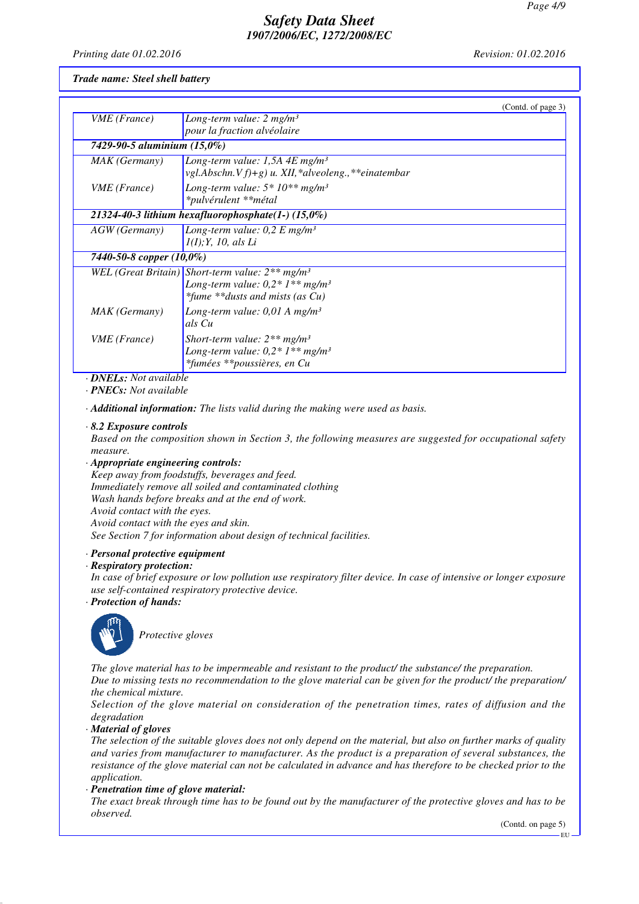*Trade name: Steel shell battery*

(Contd. of page 3)

| | |
|---|---|
| VME (France) | Long-term value: 2 mg/m³ pour la fraction alvéolaire |
| **7429-90-5 aluminium (15,0%)** | |
| MAK (Germany) | Long-term value: 1,5A 4E mg/m³ vgl.Abschn.V f)+g) u. XII,*alveoleng.,**einatembar |
| VME (France) | Long-term value: 5* 10** mg/m³ *pulvérulent **métal |
| **21324-40-3 lithium hexafluorophosphate(1-) (15,0%)** | |
| AGW (Germany) | Long-term value: 0,2 E mg/m³ 1(I);Y, 10, als Li |
| **7440-50-8 copper (10,0%)** | |
| WEL (Great Britain) | Short-term value: 2** mg/m³ Long-term value: 0,2* 1** mg/m³ *fume **dusts and mists (as Cu) |
| MAK (Germany) | Long-term value: 0,01 A mg/m³ als Cu |
| VME (France) | Short-term value: 2** mg/m³ Long-term value: 0,2* 1** mg/m³ *fumées **poussières, en Cu |

· **DNELs:** Not available

· **PNECs:** Not available

· **Additional information:** The lists valid during the making were used as basis.

· **8.2 Exposure controls**

Based on the composition shown in Section 3, the following measures are suggested for occupational safety measure.

· **Appropriate engineering controls:**

Keep away from foodstuffs, beverages and feed.
Immediately remove all soiled and contaminated clothing
Wash hands before breaks and at the end of work.
Avoid contact with the eyes.
Avoid contact with the eyes and skin.
See Section 7 for information about design of technical facilities.

· **Personal protective equipment**

· **Respiratory protection:**

In case of brief exposure or low pollution use respiratory filter device. In case of intensive or longer exposure use self-contained respiratory protective device.

· **Protection of hands:**

Protective gloves

The glove material has to be impermeable and resistant to the product/ the substance/ the preparation.
Due to missing tests no recommendation to the glove material can be given for the product/ the preparation/ the chemical mixture.
Selection of the glove material on consideration of the penetration times, rates of diffusion and the degradation

· **Material of gloves**

The selection of the suitable gloves does not only depend on the material, but also on further marks of quality and varies from manufacturer to manufacturer. As the product is a preparation of several substances, the resistance of the glove material can not be calculated in advance and has therefore to be checked prior to the application.

· **Penetration time of glove material:**

The exact break through time has to be found out by the manufacturer of the protective gloves and has to be observed.

(Contd. on page 5)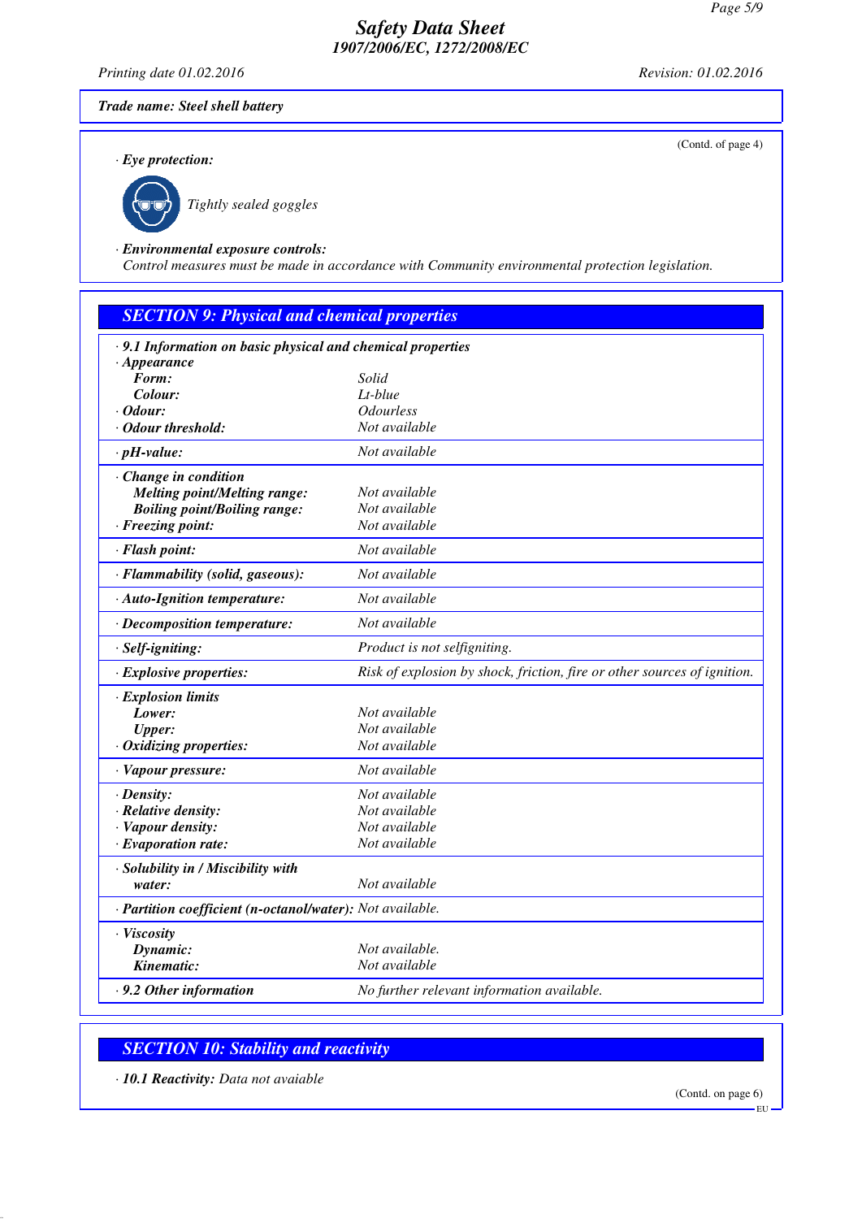(Contd. of page 4)

· **Eye protection:**

Tightly sealed goggles

· **Environmental exposure controls:**
Control measures must be made in accordance with Community environmental protection legislation.

## SECTION 9: Physical and chemical properties

| · 9.1 Information on basic physical and chemical properties | |
|---|---|
| · **Appearance** | |
| **Form:** | Solid |
| **Colour:** | Lt-blue |
| · **Odour:** | Odourless |
| · **Odour threshold:** | Not available |
| · **pH-value:** | Not available |
| · **Change in condition** | |
| **Melting point/Melting range:** | Not available |
| **Boiling point/Boiling range:** | Not available |
| · **Freezing point:** | Not available |
| · **Flash point:** | Not available |
| · **Flammability (solid, gaseous):** | Not available |
| · **Auto-Ignition temperature:** | Not available |
| · **Decomposition temperature:** | Not available |
| · **Self-igniting:** | Product is not selfigniting. |
| · **Explosive properties:** | Risk of explosion by shock, friction, fire or other sources of ignition. |
| · **Explosion limits** | |
| **Lower:** | Not available |
| **Upper:** | Not available |
| · **Oxidizing properties:** | Not available |
| · **Vapour pressure:** | Not available |
| · **Density:** | Not available |
| · **Relative density:** | Not available |
| · **Vapour density:** | Not available |
| · **Evaporation rate:** | Not available |
| · **Solubility in / Miscibility with water:** | Not available |
| · **Partition coefficient (n-octanol/water):** | Not available. |
| · **Viscosity** | |
| **Dynamic:** | Not available. |
| **Kinematic:** | Not available |
| · **9.2 Other information** | No further relevant information available. |

## SECTION 10: Stability and reactivity

· **10.1 Reactivity:** Data not avaiable

(Contd. on page 6)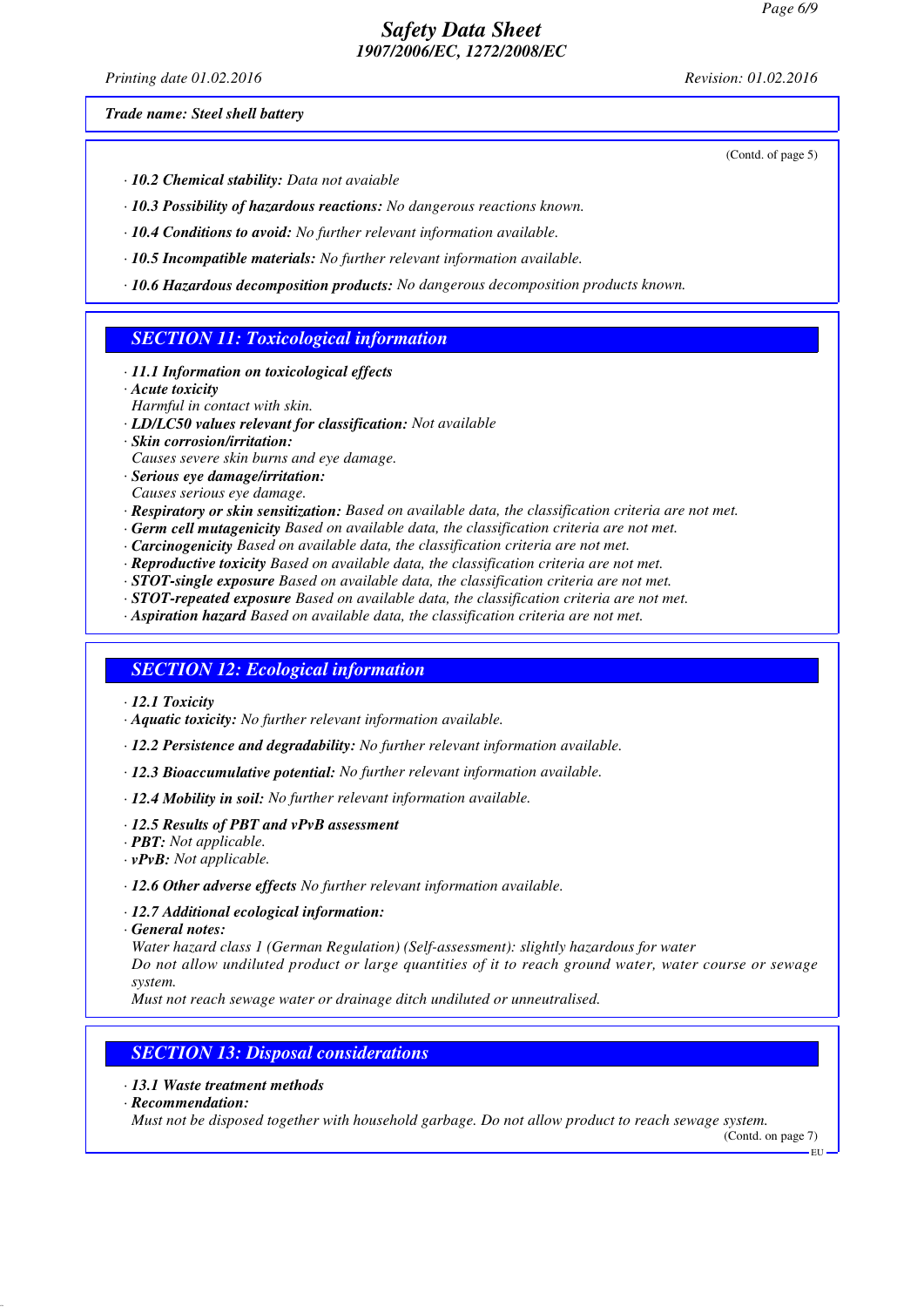Trade name: Steel shell battery

(Contd. of page 5)

- **10.2 Chemical stability:** Data not avaiable
- **10.3 Possibility of hazardous reactions:** No dangerous reactions known.
- **10.4 Conditions to avoid:** No further relevant information available.
- **10.5 Incompatible materials:** No further relevant information available.
- **10.6 Hazardous decomposition products:** No dangerous decomposition products known.

## SECTION 11: Toxicological information

- **11.1 Information on toxicological effects**
- **Acute toxicity**
  Harmful in contact with skin.
- **LD/LC50 values relevant for classification:** Not available
- **Skin corrosion/irritation:**
  Causes severe skin burns and eye damage.
- **Serious eye damage/irritation:**
  Causes serious eye damage.
- **Respiratory or skin sensitization:** Based on available data, the classification criteria are not met.
- **Germ cell mutagenicity** Based on available data, the classification criteria are not met.
- **Carcinogenicity** Based on available data, the classification criteria are not met.
- **Reproductive toxicity** Based on available data, the classification criteria are not met.
- **STOT-single exposure** Based on available data, the classification criteria are not met.
- **STOT-repeated exposure** Based on available data, the classification criteria are not met.
- **Aspiration hazard** Based on available data, the classification criteria are not met.

## SECTION 12: Ecological information

- **12.1 Toxicity**
- **Aquatic toxicity:** No further relevant information available.
- **12.2 Persistence and degradability:** No further relevant information available.
- **12.3 Bioaccumulative potential:** No further relevant information available.
- **12.4 Mobility in soil:** No further relevant information available.
- **12.5 Results of PBT and vPvB assessment**
- **PBT:** Not applicable.
- **vPvB:** Not applicable.
- **12.6 Other adverse effects** No further relevant information available.
- **12.7 Additional ecological information:**
- **General notes:**
  Water hazard class 1 (German Regulation) (Self-assessment): slightly hazardous for water
  Do not allow undiluted product or large quantities of it to reach ground water, water course or sewage system.
  Must not reach sewage water or drainage ditch undiluted or unneutralised.

## SECTION 13: Disposal considerations

- **13.1 Waste treatment methods**
- **Recommendation:**
  Must not be disposed together with household garbage. Do not allow product to reach sewage system.

(Contd. on page 7)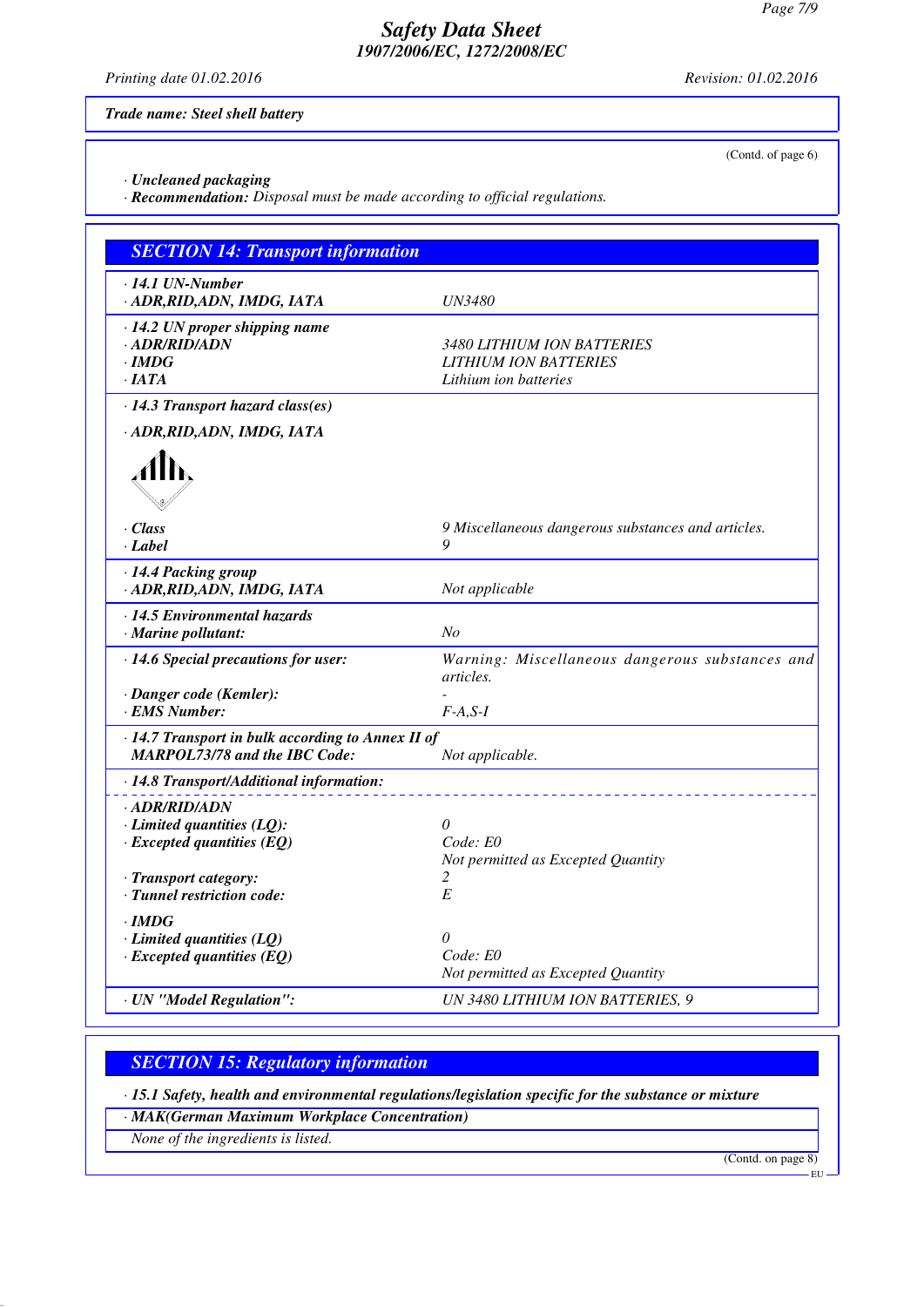**Trade name: Steel shell battery**

(Contd. of page 6)

· **Uncleaned packaging**
· **Recommendation:** *Disposal must be made according to official regulations.*

## SECTION 14: Transport information

| | |
|---|---|
| · **14.1 UN-Number** | |
| · **ADR,RID,ADN, IMDG, IATA** | *UN3480* |
| · **14.2 UN proper shipping name** | |
| · **ADR/RID/ADN** | *3480 LITHIUM ION BATTERIES* |
| · **IMDG** | *LITHIUM ION BATTERIES* |
| · **IATA** | *Lithium ion batteries* |
| · **14.3 Transport hazard class(es)** | |
| · **ADR,RID,ADN, IMDG, IATA** | |
| · **Class** | *9 Miscellaneous dangerous substances and articles.* |
| · **Label** | *9* |
| · **14.4 Packing group** | |
| · **ADR,RID,ADN, IMDG, IATA** | *Not applicable* |
| · **14.5 Environmental hazards** | |
| · **Marine pollutant:** | *No* |
| · **14.6 Special precautions for user:** | *Warning: Miscellaneous dangerous substances and articles.* |
| · **Danger code (Kemler):** | *-* |
| · **EMS Number:** | *F-A,S-I* |
| · **14.7 Transport in bulk according to Annex II of MARPOL73/78 and the IBC Code:** | *Not applicable.* |
| · **14.8 Transport/Additional information:** | |
| · **ADR/RID/ADN** | |
| · **Limited quantities (LQ):** | *0* |
| · **Excepted quantities (EQ)** | *Code: E0* *Not permitted as Excepted Quantity* |
| · **Transport category:** | *2* |
| · **Tunnel restriction code:** | *E* |
| · **IMDG** | |
| · **Limited quantities (LQ)** | *0* |
| · **Excepted quantities (EQ)** | *Code: E0* *Not permitted as Excepted Quantity* |
| · **UN "Model Regulation":** | *UN 3480 LITHIUM ION BATTERIES, 9* |

## SECTION 15: Regulatory information

· **15.1 Safety, health and environmental regulations/legislation specific for the substance or mixture**

· **MAK(German Maximum Workplace Concentration)**

*None of the ingredients is listed.*

(Contd. on page 8)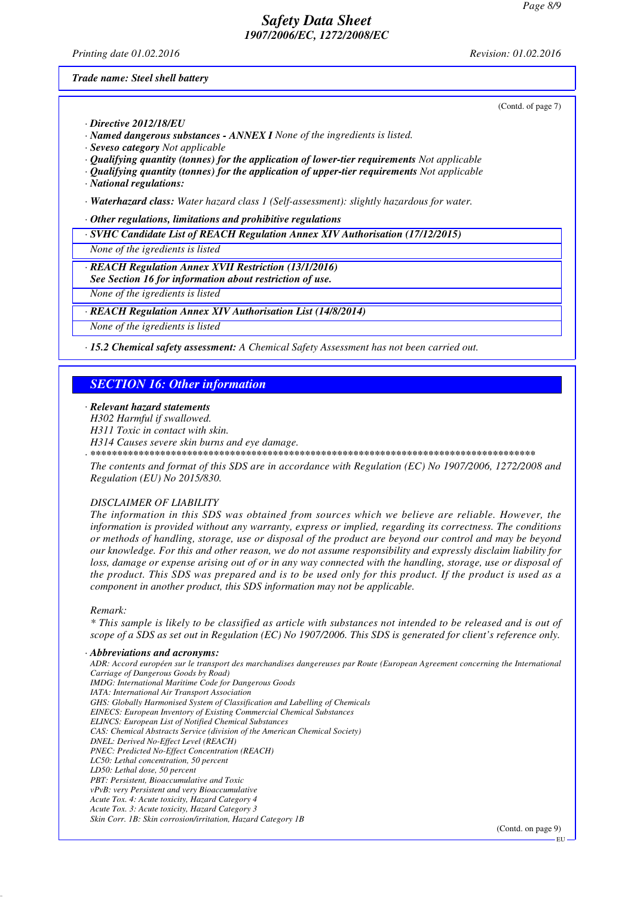Trade name: Steel shell battery

(Contd. of page 7)

· **Directive 2012/18/EU**
· **Named dangerous substances - ANNEX I** None of the ingredients is listed.
· **Seveso category** Not applicable
· **Qualifying quantity (tonnes) for the application of lower-tier requirements** Not applicable
· **Qualifying quantity (tonnes) for the application of upper-tier requirements** Not applicable
· **National regulations:**

· **Waterhazard class:** Water hazard class 1 (Self-assessment): slightly hazardous for water.

· **Other regulations, limitations and prohibitive regulations**

· **SVHC Candidate List of REACH Regulation Annex XIV Authorisation (17/12/2015)**

None of the igredients is listed

· **REACH Regulation Annex XVII Restriction (13/1/2016)**
**See Section 16 for information about restriction of use.**

None of the igredients is listed

· **REACH Regulation Annex XIV Authorisation List (14/8/2014)**

None of the igredients is listed

· **15.2 Chemical safety assessment:** A Chemical Safety Assessment has not been carried out.

## SECTION 16: Other information

· **Relevant hazard statements**
H302 Harmful if swallowed.
H311 Toxic in contact with skin.
H314 Causes severe skin burns and eye damage.

· ****************************************************************************************

The contents and format of this SDS are in accordance with Regulation (EC) No 1907/2006, 1272/2008 and Regulation (EU) No 2015/830.

DISCLAIMER OF LIABILITY

The information in this SDS was obtained from sources which we believe are reliable. However, the information is provided without any warranty, express or implied, regarding its correctness. The conditions or methods of handling, storage, use or disposal of the product are beyond our control and may be beyond our knowledge. For this and other reason, we do not assume responsibility and expressly disclaim liability for loss, damage or expense arising out of or in any way connected with the handling, storage, use or disposal of the product. This SDS was prepared and is to be used only for this product. If the product is used as a component in another product, this SDS information may not be applicable.

Remark:

* This sample is likely to be classified as article with substances not intended to be released and is out of scope of a SDS as set out in Regulation (EC) No 1907/2006. This SDS is generated for client's reference only.

· **Abbreviations and acronyms:**
ADR: Accord européen sur le transport des marchandises dangereuses par Route (European Agreement concerning the International Carriage of Dangerous Goods by Road)
IMDG: International Maritime Code for Dangerous Goods
IATA: International Air Transport Association
GHS: Globally Harmonised System of Classification and Labelling of Chemicals
EINECS: European Inventory of Existing Commercial Chemical Substances
ELINCS: European List of Notified Chemical Substances
CAS: Chemical Abstracts Service (division of the American Chemical Society)
DNEL: Derived No-Effect Level (REACH)
PNEC: Predicted No-Effect Concentration (REACH)
LC50: Lethal concentration, 50 percent
LD50: Lethal dose, 50 percent
PBT: Persistent, Bioaccumulative and Toxic
vPvB: very Persistent and very Bioaccumulative
Acute Tox. 4: Acute toxicity, Hazard Category 4
Acute Tox. 3: Acute toxicity, Hazard Category 3
Skin Corr. 1B: Skin corrosion/irritation, Hazard Category 1B

(Contd. on page 9)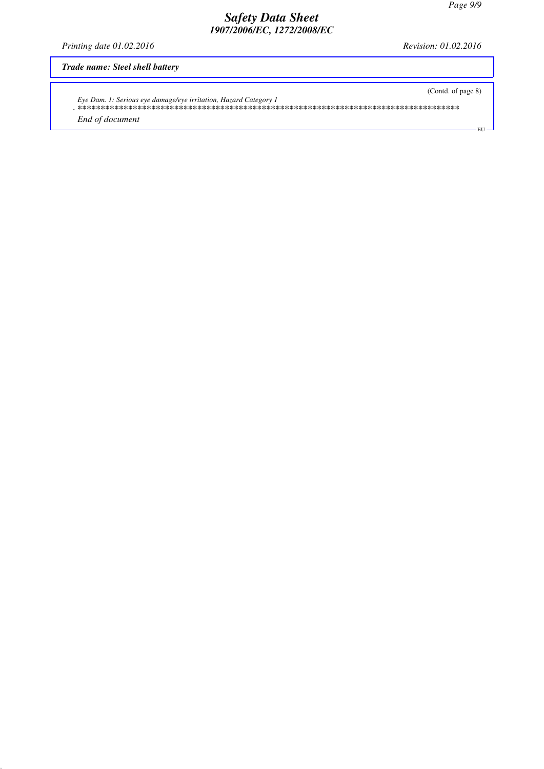*Trade name: Steel shell battery*

(Contd. of page 8)

*Eye Dam. 1: Serious eye damage/eye irritation, Hazard Category 1*

*End of document*